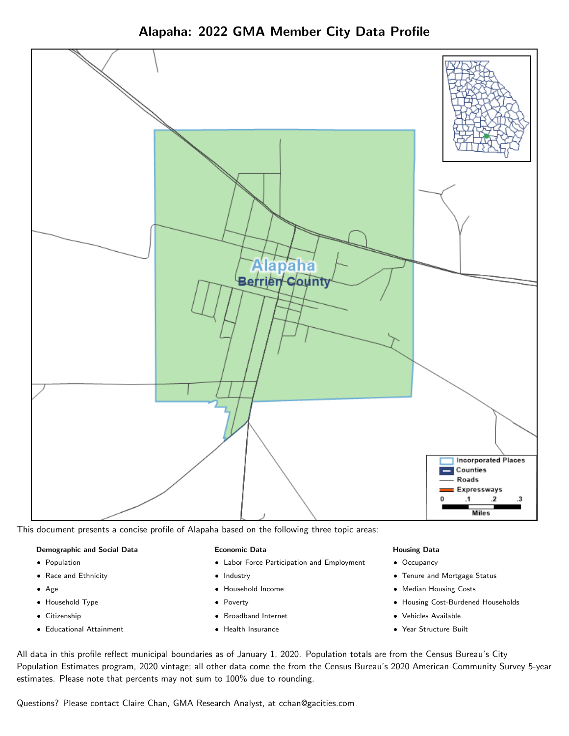# Alapaha: 2022 GMA Member City Data Profile

This document presents a concise profile of Alapaha based on the following three topic areas:

**Demographic and Social Data**

- Population
- Race and Ethnicity
- Age
- Household Type
- Citizenship
- Educational Attainment

**Economic Data**

- Labor Force Participation and Employment
- Industry
- Household Income
- Poverty
- Broadband Internet
- Health Insurance

**Housing Data**

- Occupancy
- Tenure and Mortgage Status
- Median Housing Costs
- Housing Cost-Burdened Households
- Vehicles Available
- Year Structure Built

All data in this profile reflect municipal boundaries as of January 1, 2020. Population totals are from the Census Bureau's City Population Estimates program, 2020 vintage; all other data come the from the Census Bureau's 2020 American Community Survey 5-year estimates. Please note that percents may not sum to 100% due to rounding.

Questions? Please contact Claire Chan, GMA Research Analyst, at cchan@gacities.com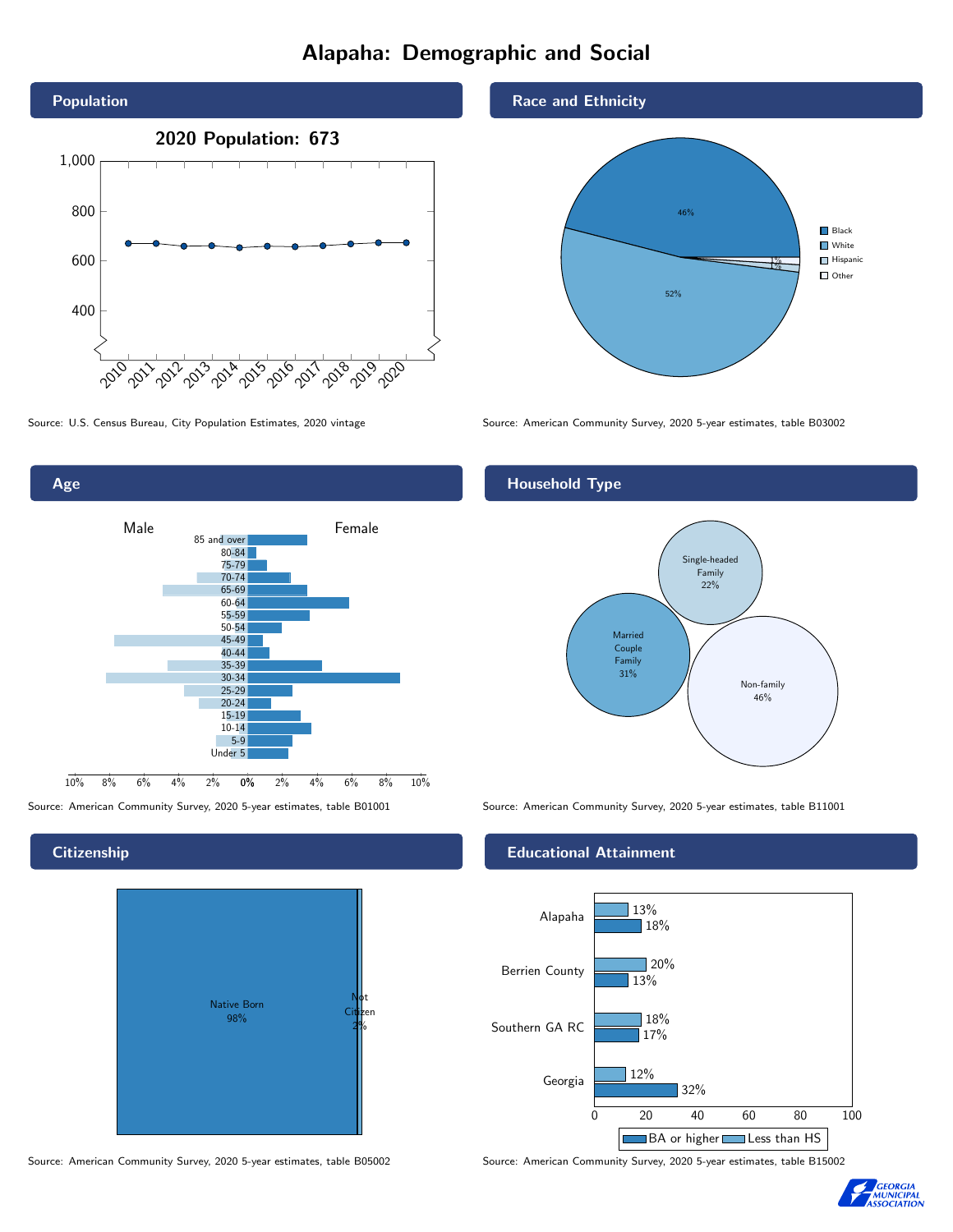# Alapaha: Demographic and Social

## Population

**2020 Population: 673**

Source: U.S. Census Bureau, City Population Estimates, 2020 vintage

## Race and Ethnicity

| Race/Ethnicity | Share |
| --- | --- |
| Black | 46% |
| White | 52% |
| Hispanic | 1% |
| Other | 1% |

Source: American Community Survey, 2020 5-year estimates, table B03002

## Age

Male / Female

Age groups: 85 and over, 80-84, 75-79, 70-74, 65-69, 60-64, 55-59, 50-54, 45-49, 40-44, 35-39, 30-34, 25-29, 20-24, 15-19, 10-14, 5-9, Under 5

Source: American Community Survey, 2020 5-year estimates, table B01001

## Household Type

| Household Type | Share |
| --- | --- |
| Single-headed Family | 22% |
| Married Couple Family | 31% |
| Non-family | 46% |

Source: American Community Survey, 2020 5-year estimates, table B11001

## Citizenship

| Status | Share |
| --- | --- |
| Native Born | 98% |
| Not Citizen | 2% |

Source: American Community Survey, 2020 5-year estimates, table B05002

## Educational Attainment

| Area | Less than HS | BA or higher |
| --- | --- | --- |
| Alapaha | 13% | 18% |
| Berrien County | 20% | 13% |
| Southern GA RC | 18% | 17% |
| Georgia | 12% | 32% |

Source: American Community Survey, 2020 5-year estimates, table B15002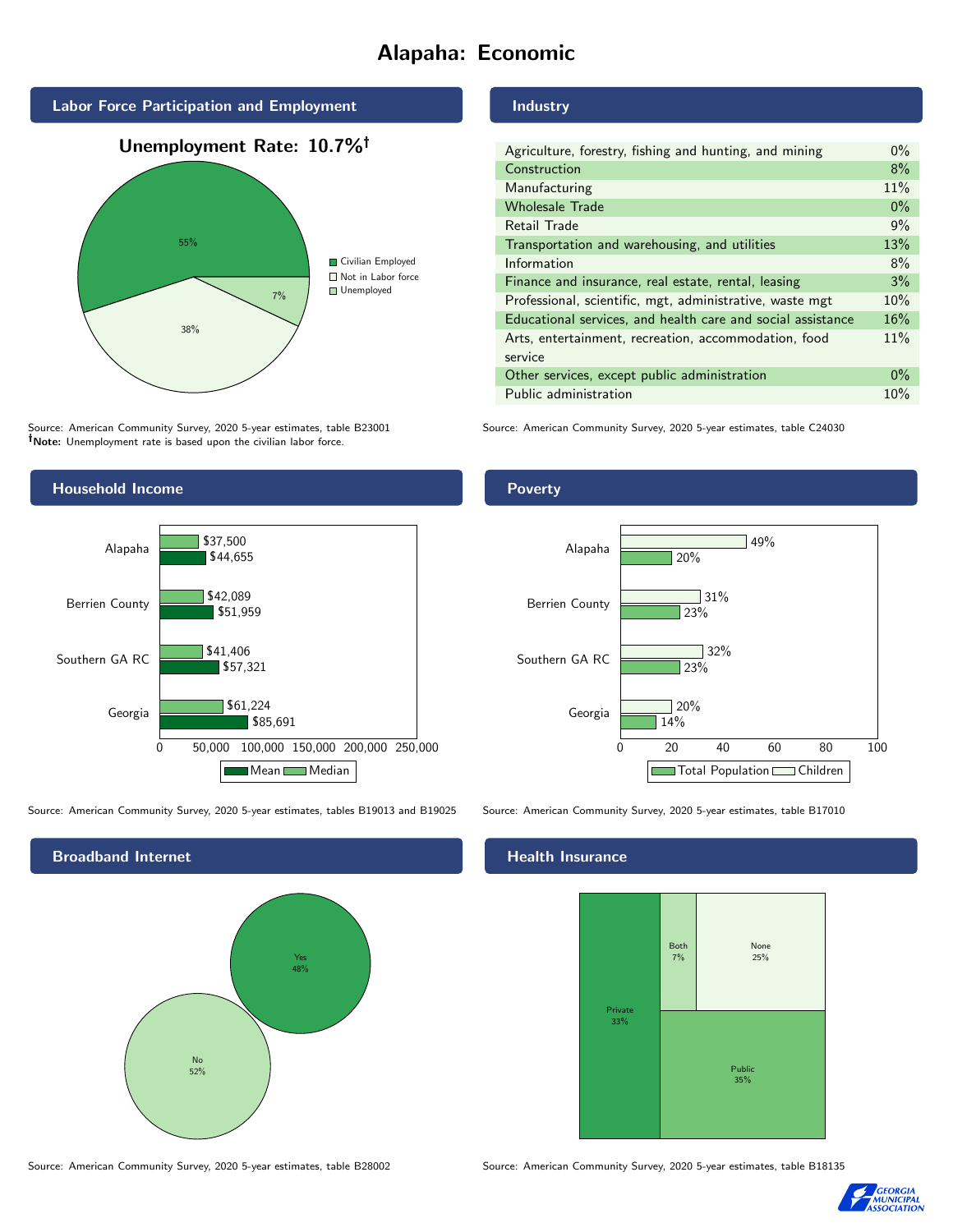# Alapaha: Economic

## Labor Force Participation and Employment

**Unemployment Rate: 10.7%†**

| Category | Percent |
|---|---|
| Civilian Employed | 55% |
| Not in Labor force | 38% |
| Unemployed | 7% |

Source: American Community Survey, 2020 5-year estimates, table B23001
**†Note:** Unemployment rate is based upon the civilian labor force.

## Industry

| Industry | Percent |
|---|---|
| Agriculture, forestry, fishing and hunting, and mining | 0% |
| Construction | 8% |
| Manufacturing | 11% |
| Wholesale Trade | 0% |
| Retail Trade | 9% |
| Transportation and warehousing, and utilities | 13% |
| Information | 8% |
| Finance and insurance, real estate, rental, leasing | 3% |
| Professional, scientific, mgt, administrative, waste mgt | 10% |
| Educational services, and health care and social assistance | 16% |
| Arts, entertainment, recreation, accommodation, food service | 11% |
| Other services, except public administration | 0% |
| Public administration | 10% |

Source: American Community Survey, 2020 5-year estimates, table C24030

## Household Income

| | Median | Mean |
|---|---|---|
| Alapaha | $37,500 | $44,655 |
| Berrien County | $42,089 | $51,959 |
| Southern GA RC | $41,406 | $57,321 |
| Georgia | $61,224 | $85,691 |

Source: American Community Survey, 2020 5-year estimates, tables B19013 and B19025

## Poverty

| | Children | Total Population |
|---|---|---|
| Alapaha | 49% | 20% |
| Berrien County | 31% | 23% |
| Southern GA RC | 32% | 23% |
| Georgia | 20% | 14% |

Source: American Community Survey, 2020 5-year estimates, table B17010

## Broadband Internet

| Response | Percent |
|---|---|
| Yes | 48% |
| No | 52% |

Source: American Community Survey, 2020 5-year estimates, table B28002

## Health Insurance

| Type | Percent |
|---|---|
| Private | 33% |
| Both | 7% |
| None | 25% |
| Public | 35% |

Source: American Community Survey, 2020 5-year estimates, table B18135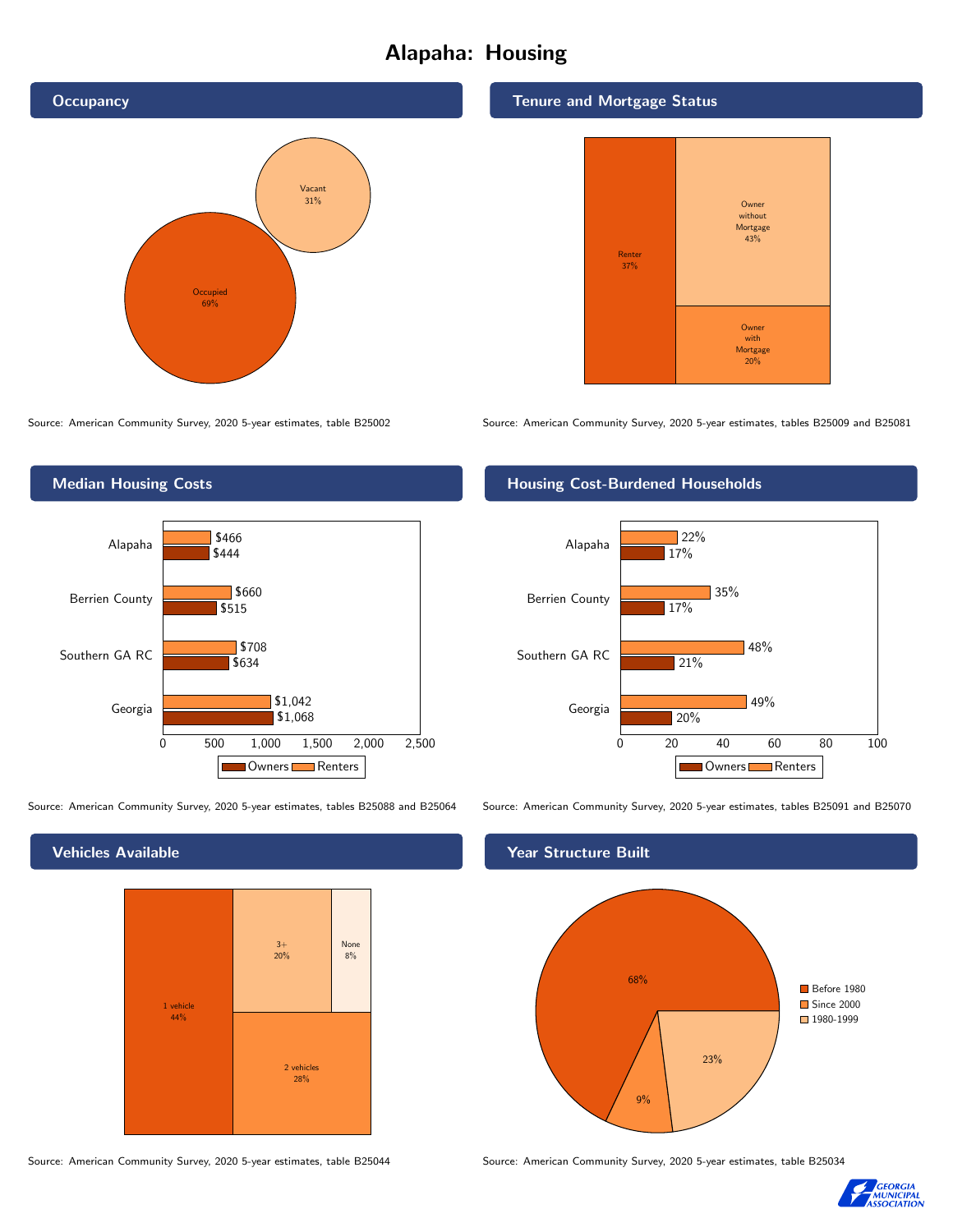# Alapaha: Housing

## Occupancy

Vacant
31%

Occupied
69%

Source: American Community Survey, 2020 5-year estimates, table B25002

## Tenure and Mortgage Status

Renter
37%

Owner
without
Mortgage
43%

Owner
with
Mortgage
20%

Source: American Community Survey, 2020 5-year estimates, tables B25009 and B25081

## Median Housing Costs

Alapaha
$466
$444

Berrien County
$660
$515

Southern GA RC
$708
$634

Georgia
$1,042
$1,068

0 500 1,000 1,500 2,000 2,500

Owners Renters

Source: American Community Survey, 2020 5-year estimates, tables B25088 and B25064

## Housing Cost-Burdened Households

Alapaha
22%
17%

Berrien County
35%
17%

Southern GA RC
48%
21%

Georgia
49%
20%

0 20 40 60 80 100

Owners Renters

Source: American Community Survey, 2020 5-year estimates, tables B25091 and B25070

## Vehicles Available

1 vehicle
44%

3+
20%

None
8%

2 vehicles
28%

Source: American Community Survey, 2020 5-year estimates, table B25044

## Year Structure Built

68%

9%

23%

Before 1980
Since 2000
1980-1999

Source: American Community Survey, 2020 5-year estimates, table B25034